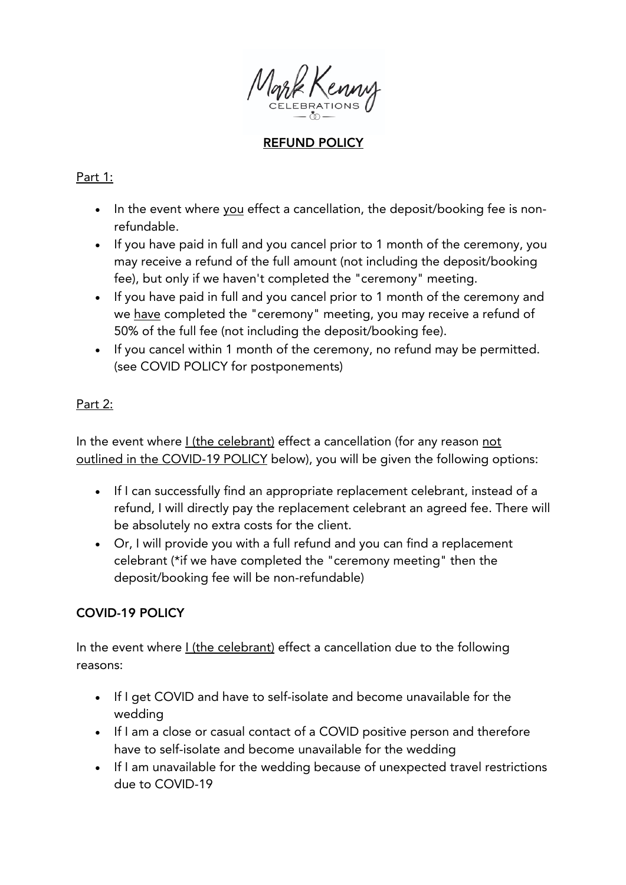Mark Kenny
CELEBRATIONS

# REFUND POLICY

Part 1:

- In the event where you effect a cancellation, the deposit/booking fee is non-refundable.
- If you have paid in full and you cancel prior to 1 month of the ceremony, you may receive a refund of the full amount (not including the deposit/booking fee), but only if we haven't completed the "ceremony" meeting.
- If you have paid in full and you cancel prior to 1 month of the ceremony and we have completed the "ceremony" meeting, you may receive a refund of 50% of the full fee (not including the deposit/booking fee).
- If you cancel within 1 month of the ceremony, no refund may be permitted. (see COVID POLICY for postponements)

Part 2:

In the event where I (the celebrant) effect a cancellation (for any reason not outlined in the COVID-19 POLICY below), you will be given the following options:

- If I can successfully find an appropriate replacement celebrant, instead of a refund, I will directly pay the replacement celebrant an agreed fee. There will be absolutely no extra costs for the client.
- Or, I will provide you with a full refund and you can find a replacement celebrant (*if we have completed the "ceremony meeting" then the deposit/booking fee will be non-refundable)

## COVID-19 POLICY

In the event where I (the celebrant) effect a cancellation due to the following reasons:

- If I get COVID and have to self-isolate and become unavailable for the wedding
- If I am a close or casual contact of a COVID positive person and therefore have to self-isolate and become unavailable for the wedding
- If I am unavailable for the wedding because of unexpected travel restrictions due to COVID-19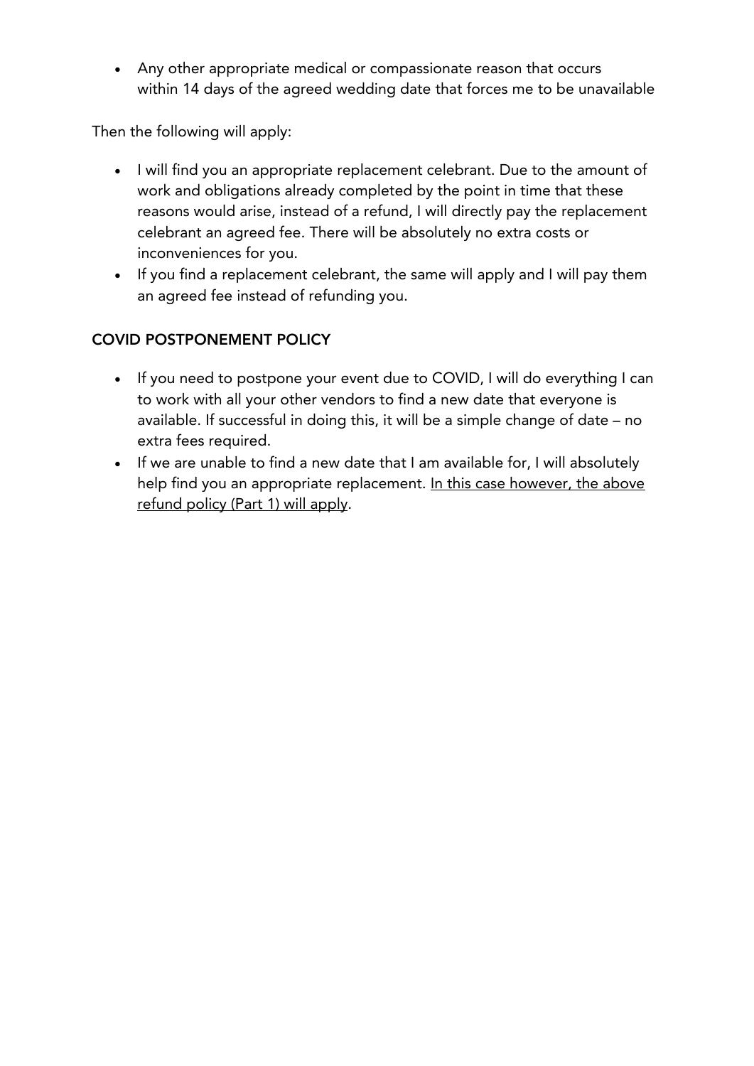- Any other appropriate medical or compassionate reason that occurs within 14 days of the agreed wedding date that forces me to be unavailable

Then the following will apply:

- I will find you an appropriate replacement celebrant. Due to the amount of work and obligations already completed by the point in time that these reasons would arise, instead of a refund, I will directly pay the replacement celebrant an agreed fee. There will be absolutely no extra costs or inconveniences for you.
- If you find a replacement celebrant, the same will apply and I will pay them an agreed fee instead of refunding you.

## COVID POSTPONEMENT POLICY

- If you need to postpone your event due to COVID, I will do everything I can to work with all your other vendors to find a new date that everyone is available. If successful in doing this, it will be a simple change of date – no extra fees required.
- If we are unable to find a new date that I am available for, I will absolutely help find you an appropriate replacement. <u>In this case however, the above refund policy (Part 1) will apply</u>.